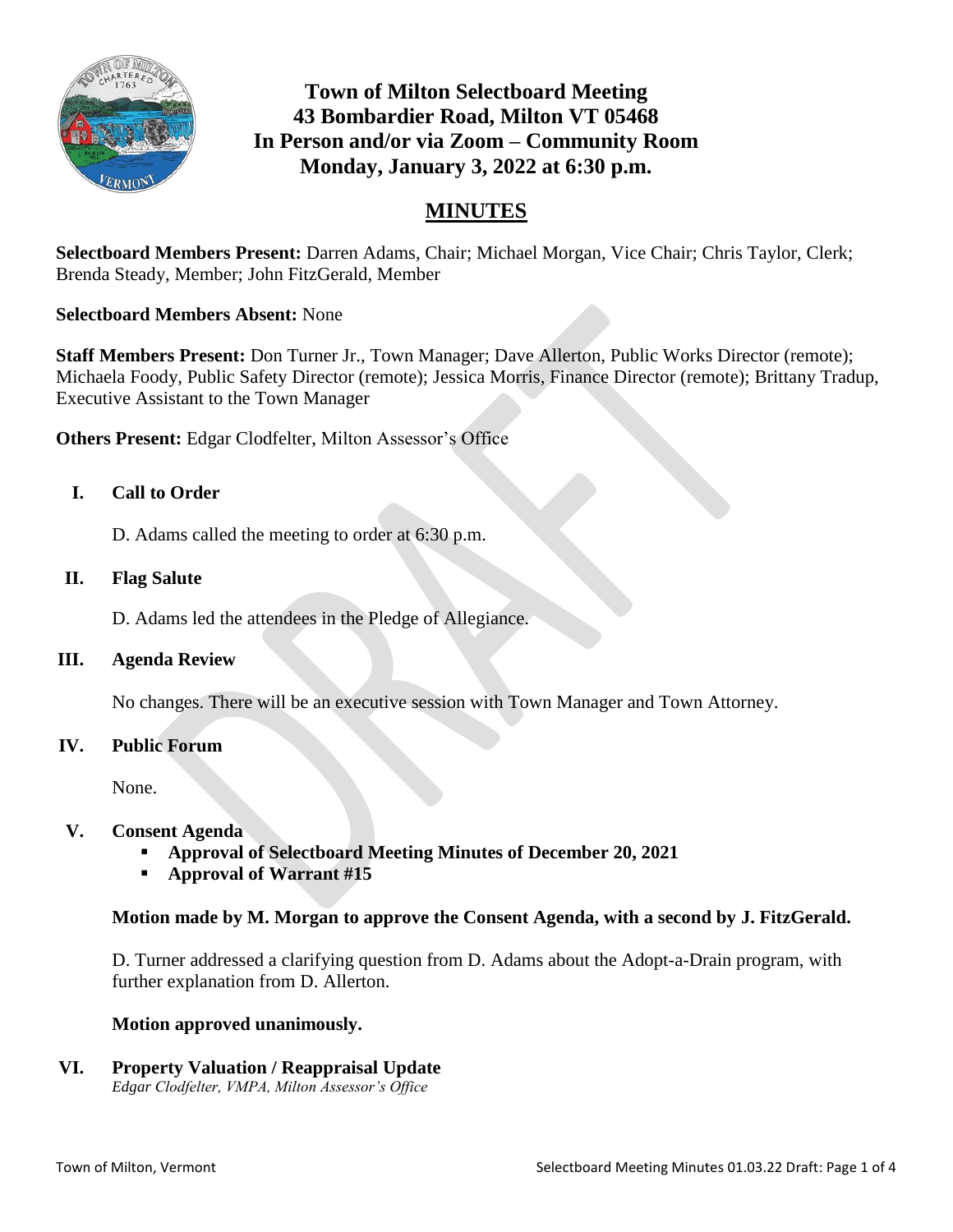# Town of Milton Selectboard Meeting
## 43 Bombardier Road, Milton VT 05468
## In Person and/or via Zoom – Community Room
## Monday, January 3, 2022 at 6:30 p.m.

# MINUTES

**Selectboard Members Present:** Darren Adams, Chair; Michael Morgan, Vice Chair; Chris Taylor, Clerk; Brenda Steady, Member; John FitzGerald, Member

**Selectboard Members Absent:** None

**Staff Members Present:** Don Turner Jr., Town Manager; Dave Allerton, Public Works Director (remote); Michaela Foody, Public Safety Director (remote); Jessica Morris, Finance Director (remote); Brittany Tradup, Executive Assistant to the Town Manager

**Others Present:** Edgar Clodfelter, Milton Assessor's Office

## I. Call to Order

D. Adams called the meeting to order at 6:30 p.m.

## II. Flag Salute

D. Adams led the attendees in the Pledge of Allegiance.

## III. Agenda Review

No changes. There will be an executive session with Town Manager and Town Attorney.

## IV. Public Forum

None.

## V. Consent Agenda

- **Approval of Selectboard Meeting Minutes of December 20, 2021**
- **Approval of Warrant #15**

**Motion made by M. Morgan to approve the Consent Agenda, with a second by J. FitzGerald.**

D. Turner addressed a clarifying question from D. Adams about the Adopt-a-Drain program, with further explanation from D. Allerton.

**Motion approved unanimously.**

## VI. Property Valuation / Reappraisal Update

*Edgar Clodfelter, VMPA, Milton Assessor's Office*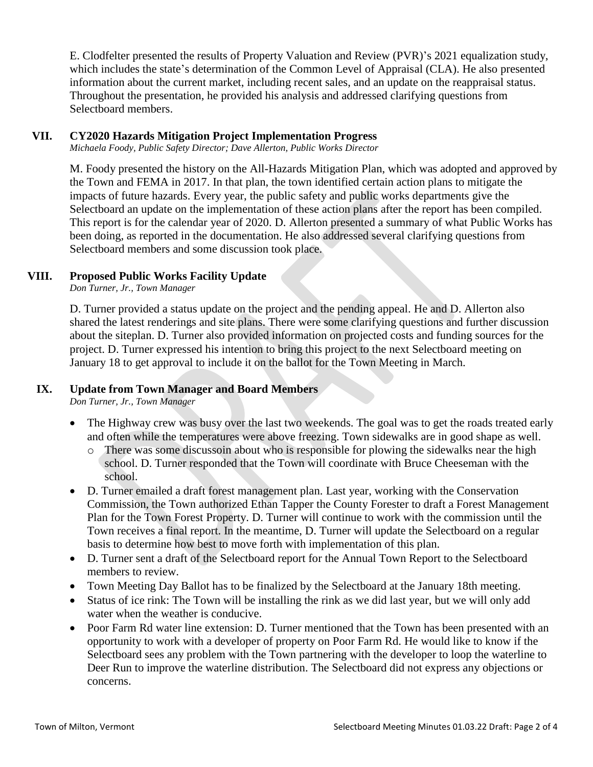E. Clodfelter presented the results of Property Valuation and Review (PVR)'s 2021 equalization study, which includes the state's determination of the Common Level of Appraisal (CLA). He also presented information about the current market, including recent sales, and an update on the reappraisal status. Throughout the presentation, he provided his analysis and addressed clarifying questions from Selectboard members.

## VII. CY2020 Hazards Mitigation Project Implementation Progress

*Michaela Foody, Public Safety Director; Dave Allerton, Public Works Director*

M. Foody presented the history on the All-Hazards Mitigation Plan, which was adopted and approved by the Town and FEMA in 2017. In that plan, the town identified certain action plans to mitigate the impacts of future hazards. Every year, the public safety and public works departments give the Selectboard an update on the implementation of these action plans after the report has been compiled. This report is for the calendar year of 2020. D. Allerton presented a summary of what Public Works has been doing, as reported in the documentation. He also addressed several clarifying questions from Selectboard members and some discussion took place.

## VIII. Proposed Public Works Facility Update

*Don Turner, Jr., Town Manager*

D. Turner provided a status update on the project and the pending appeal. He and D. Allerton also shared the latest renderings and site plans. There were some clarifying questions and further discussion about the siteplan. D. Turner also provided information on projected costs and funding sources for the project. D. Turner expressed his intention to bring this project to the next Selectboard meeting on January 18 to get approval to include it on the ballot for the Town Meeting in March.

## IX. Update from Town Manager and Board Members

*Don Turner, Jr., Town Manager*

- The Highway crew was busy over the last two weekends. The goal was to get the roads treated early and often while the temperatures were above freezing. Town sidewalks are in good shape as well.
  - There was some discussoin about who is responsible for plowing the sidewalks near the high school. D. Turner responded that the Town will coordinate with Bruce Cheeseman with the school.
- D. Turner emailed a draft forest management plan. Last year, working with the Conservation Commission, the Town authorized Ethan Tapper the County Forester to draft a Forest Management Plan for the Town Forest Property. D. Turner will continue to work with the commission until the Town receives a final report. In the meantime, D. Turner will update the Selectboard on a regular basis to determine how best to move forth with implementation of this plan.
- D. Turner sent a draft of the Selectboard report for the Annual Town Report to the Selectboard members to review.
- Town Meeting Day Ballot has to be finalized by the Selectboard at the January 18th meeting.
- Status of ice rink: The Town will be installing the rink as we did last year, but we will only add water when the weather is conducive.
- Poor Farm Rd water line extension: D. Turner mentioned that the Town has been presented with an opportunity to work with a developer of property on Poor Farm Rd. He would like to know if the Selectboard sees any problem with the Town partnering with the developer to loop the waterline to Deer Run to improve the waterline distribution. The Selectboard did not express any objections or concerns.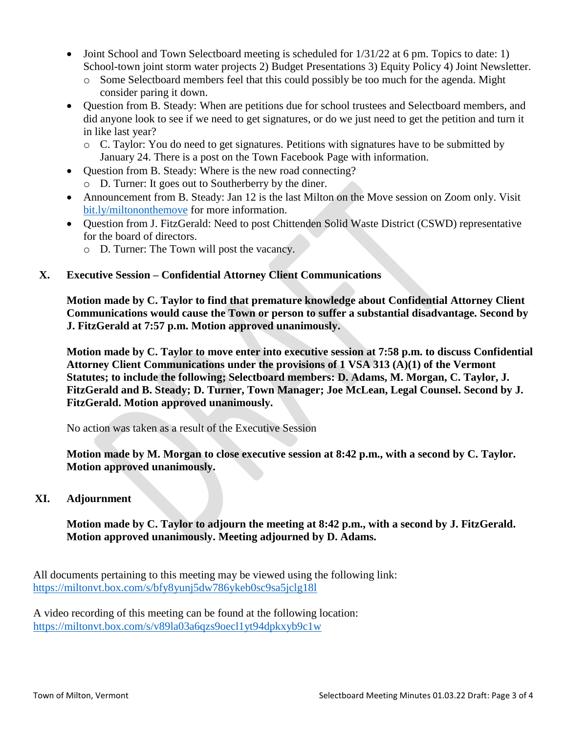- Joint School and Town Selectboard meeting is scheduled for 1/31/22 at 6 pm. Topics to date: 1) School-town joint storm water projects 2) Budget Presentations 3) Equity Policy 4) Joint Newsletter.
  - Some Selectboard members feel that this could possibly be too much for the agenda. Might consider paring it down.
- Question from B. Steady: When are petitions due for school trustees and Selectboard members, and did anyone look to see if we need to get signatures, or do we just need to get the petition and turn it in like last year?
  - C. Taylor: You do need to get signatures. Petitions with signatures have to be submitted by January 24. There is a post on the Town Facebook Page with information.
- Question from B. Steady: Where is the new road connecting?
  - D. Turner: It goes out to Southerberry by the diner.
- Announcement from B. Steady: Jan 12 is the last Milton on the Move session on Zoom only. Visit bit.ly/miltononthemove for more information.
- Question from J. FitzGerald: Need to post Chittenden Solid Waste District (CSWD) representative for the board of directors.
  - D. Turner: The Town will post the vacancy.

## X. Executive Session – Confidential Attorney Client Communications

**Motion made by C. Taylor to find that premature knowledge about Confidential Attorney Client Communications would cause the Town or person to suffer a substantial disadvantage. Second by J. FitzGerald at 7:57 p.m. Motion approved unanimously.**

**Motion made by C. Taylor to move enter into executive session at 7:58 p.m. to discuss Confidential Attorney Client Communications under the provisions of 1 VSA 313 (A)(1) of the Vermont Statutes; to include the following; Selectboard members: D. Adams, M. Morgan, C. Taylor, J. FitzGerald and B. Steady; D. Turner, Town Manager; Joe McLean, Legal Counsel. Second by J. FitzGerald. Motion approved unanimously.**

No action was taken as a result of the Executive Session

**Motion made by M. Morgan to close executive session at 8:42 p.m., with a second by C. Taylor. Motion approved unanimously.**

## XI. Adjournment

**Motion made by C. Taylor to adjourn the meeting at 8:42 p.m., with a second by J. FitzGerald. Motion approved unanimously. Meeting adjourned by D. Adams.**

All documents pertaining to this meeting may be viewed using the following link:
https://miltonvt.box.com/s/bfy8yunj5dw786ykeb0sc9sa5jclg18l

A video recording of this meeting can be found at the following location:
https://miltonvt.box.com/s/v89la03a6qzs9oecl1yt94dpkxyb9c1w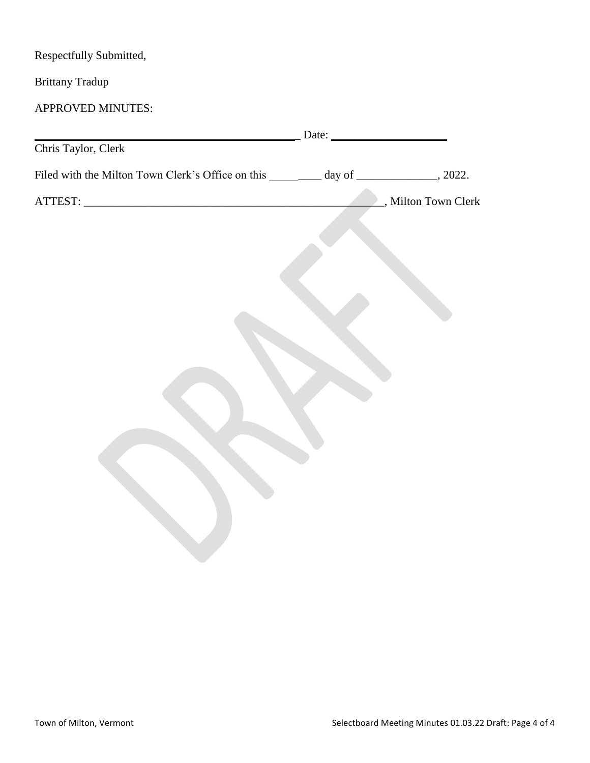Respectfully Submitted,

Brittany Tradup

APPROVED MINUTES:

_______________________________________________ Date: ____________________

Chris Taylor, Clerk

Filed with the Milton Town Clerk's Office on this _________ day of ______________, 2022.

ATTEST: ___________________________________________________, Milton Town Clerk